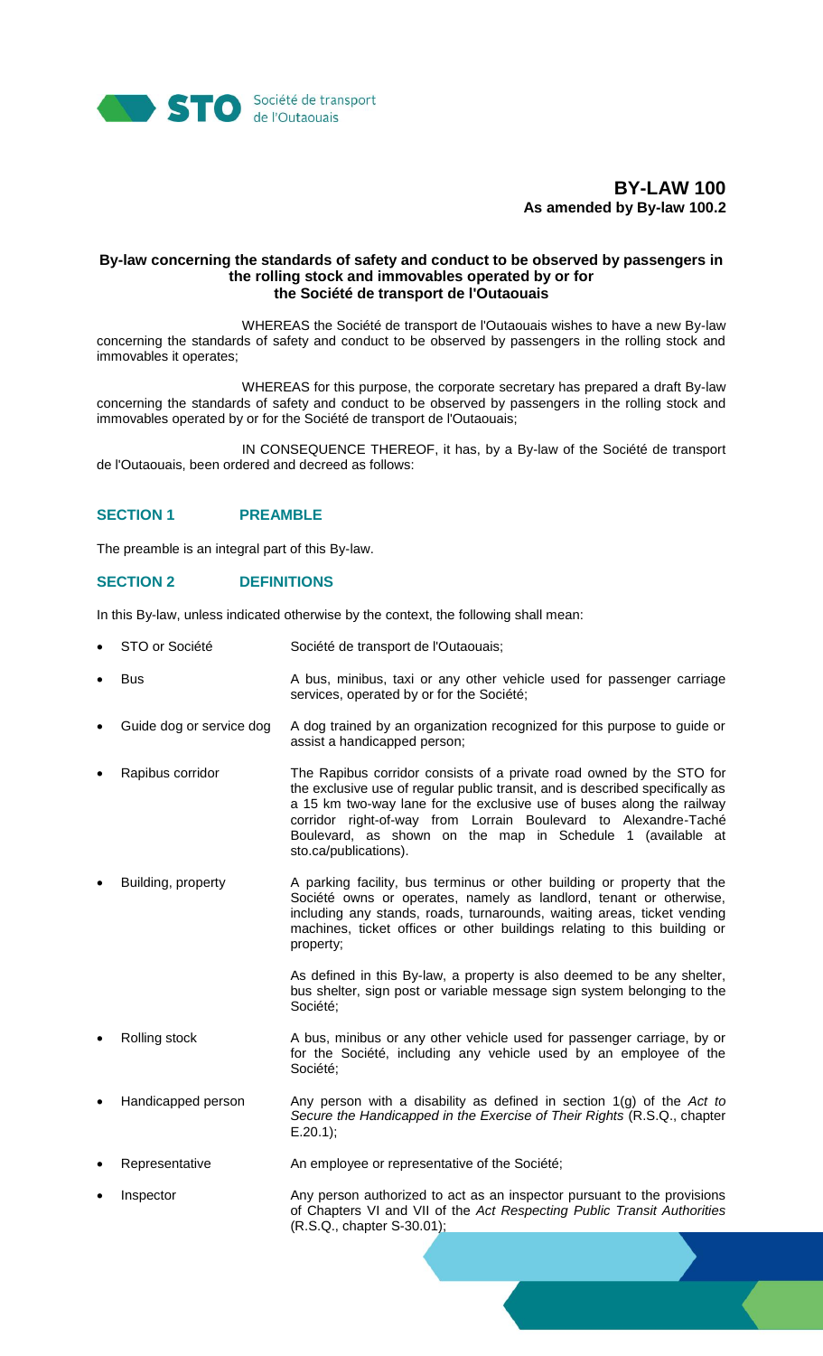STO Société de transport de l'Outaouais

# BY-LAW 100
**As amended by By-law 100.2**

**By-law concerning the standards of safety and conduct to be observed by passengers in the rolling stock and immovables operated by or for the Société de transport de l'Outaouais**

WHEREAS the Société de transport de l'Outaouais wishes to have a new By-law concerning the standards of safety and conduct to be observed by passengers in the rolling stock and immovables it operates;

WHEREAS for this purpose, the corporate secretary has prepared a draft By-law concerning the standards of safety and conduct to be observed by passengers in the rolling stock and immovables operated by or for the Société de transport de l'Outaouais;

IN CONSEQUENCE THEREOF, it has, by a By-law of the Société de transport de l'Outaouais, been ordered and decreed as follows:

## SECTION 1 PREAMBLE

The preamble is an integral part of this By-law.

## SECTION 2 DEFINITIONS

In this By-law, unless indicated otherwise by the context, the following shall mean:

- STO or Société — Société de transport de l'Outaouais;
- Bus — A bus, minibus, taxi or any other vehicle used for passenger carriage services, operated by or for the Société;
- Guide dog or service dog — A dog trained by an organization recognized for this purpose to guide or assist a handicapped person;
- Rapibus corridor — The Rapibus corridor consists of a private road owned by the STO for the exclusive use of regular public transit, and is described specifically as a 15 km two-way lane for the exclusive use of buses along the railway corridor right-of-way from Lorrain Boulevard to Alexandre-Taché Boulevard, as shown on the map in Schedule 1 (available at sto.ca/publications).
- Building, property — A parking facility, bus terminus or other building or property that the Société owns or operates, namely as landlord, tenant or otherwise, including any stands, roads, turnarounds, waiting areas, ticket vending machines, ticket offices or other buildings relating to this building or property;

  As defined in this By-law, a property is also deemed to be any shelter, bus shelter, sign post or variable message sign system belonging to the Société;
- Rolling stock — A bus, minibus or any other vehicle used for passenger carriage, by or for the Société, including any vehicle used by an employee of the Société;
- Handicapped person — Any person with a disability as defined in section 1(g) of the *Act to Secure the Handicapped in the Exercise of Their Rights* (R.S.Q., chapter E.20.1);
- Representative — An employee or representative of the Société;
- Inspector — Any person authorized to act as an inspector pursuant to the provisions of Chapters VI and VII of the *Act Respecting Public Transit Authorities* (R.S.Q., chapter S-30.01);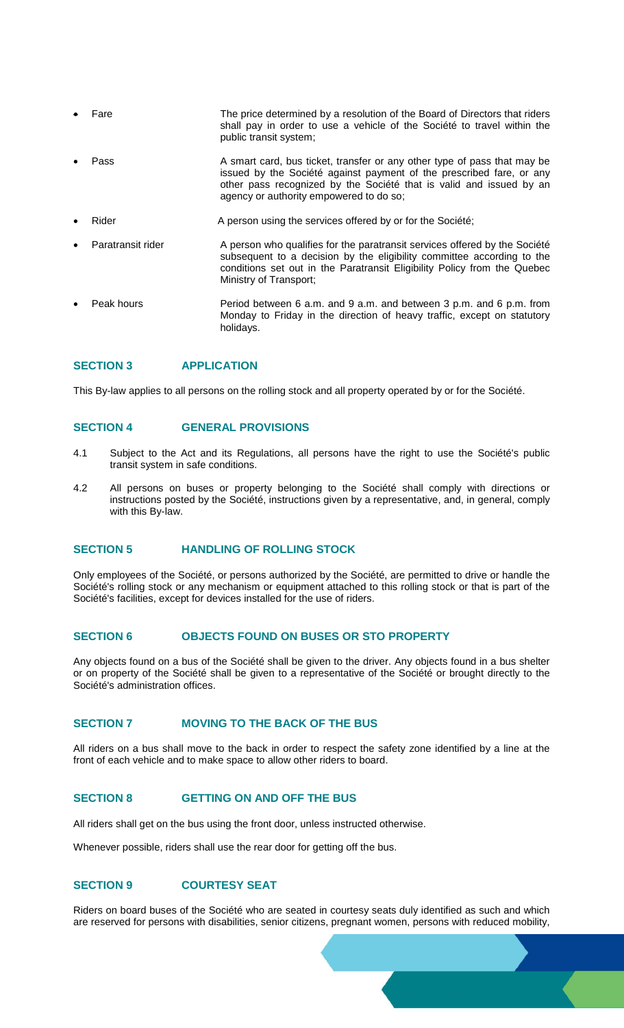- Fare — The price determined by a resolution of the Board of Directors that riders shall pay in order to use a vehicle of the Société to travel within the public transit system;
- Pass — A smart card, bus ticket, transfer or any other type of pass that may be issued by the Société against payment of the prescribed fare, or any other pass recognized by the Société that is valid and issued by an agency or authority empowered to do so;
- Rider — A person using the services offered by or for the Société;
- Paratransit rider — A person who qualifies for the paratransit services offered by the Société subsequent to a decision by the eligibility committee according to the conditions set out in the Paratransit Eligibility Policy from the Quebec Ministry of Transport;
- Peak hours — Period between 6 a.m. and 9 a.m. and between 3 p.m. and 6 p.m. from Monday to Friday in the direction of heavy traffic, except on statutory holidays.

## SECTION 3 APPLICATION

This By-law applies to all persons on the rolling stock and all property operated by or for the Société.

## SECTION 4 GENERAL PROVISIONS

4.1 Subject to the Act and its Regulations, all persons have the right to use the Société's public transit system in safe conditions.

4.2 All persons on buses or property belonging to the Société shall comply with directions or instructions posted by the Société, instructions given by a representative, and, in general, comply with this By-law.

## SECTION 5 HANDLING OF ROLLING STOCK

Only employees of the Société, or persons authorized by the Société, are permitted to drive or handle the Société's rolling stock or any mechanism or equipment attached to this rolling stock or that is part of the Société's facilities, except for devices installed for the use of riders.

## SECTION 6 OBJECTS FOUND ON BUSES OR STO PROPERTY

Any objects found on a bus of the Société shall be given to the driver. Any objects found in a bus shelter or on property of the Société shall be given to a representative of the Société or brought directly to the Société's administration offices.

## SECTION 7 MOVING TO THE BACK OF THE BUS

All riders on a bus shall move to the back in order to respect the safety zone identified by a line at the front of each vehicle and to make space to allow other riders to board.

## SECTION 8 GETTING ON AND OFF THE BUS

All riders shall get on the bus using the front door, unless instructed otherwise.

Whenever possible, riders shall use the rear door for getting off the bus.

## SECTION 9 COURTESY SEAT

Riders on board buses of the Société who are seated in courtesy seats duly identified as such and which are reserved for persons with disabilities, senior citizens, pregnant women, persons with reduced mobility,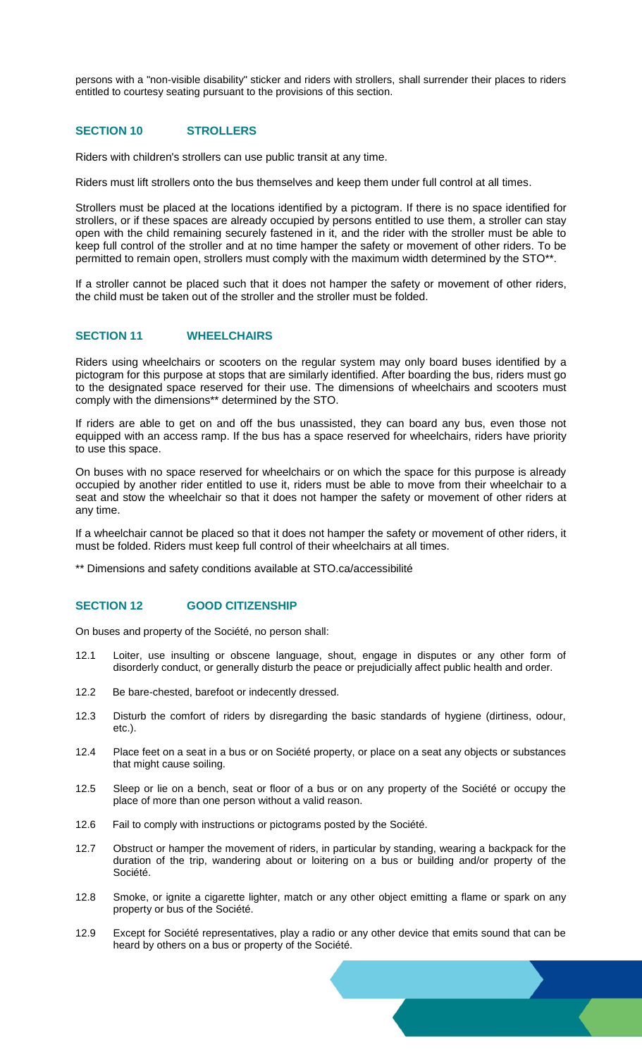persons with a "non-visible disability" sticker and riders with strollers, shall surrender their places to riders entitled to courtesy seating pursuant to the provisions of this section.

## SECTION 10 STROLLERS

Riders with children's strollers can use public transit at any time.

Riders must lift strollers onto the bus themselves and keep them under full control at all times.

Strollers must be placed at the locations identified by a pictogram. If there is no space identified for strollers, or if these spaces are already occupied by persons entitled to use them, a stroller can stay open with the child remaining securely fastened in it, and the rider with the stroller must be able to keep full control of the stroller and at no time hamper the safety or movement of other riders. To be permitted to remain open, strollers must comply with the maximum width determined by the STO**.

If a stroller cannot be placed such that it does not hamper the safety or movement of other riders, the child must be taken out of the stroller and the stroller must be folded.

## SECTION 11 WHEELCHAIRS

Riders using wheelchairs or scooters on the regular system may only board buses identified by a pictogram for this purpose at stops that are similarly identified. After boarding the bus, riders must go to the designated space reserved for their use. The dimensions of wheelchairs and scooters must comply with the dimensions** determined by the STO.

If riders are able to get on and off the bus unassisted, they can board any bus, even those not equipped with an access ramp. If the bus has a space reserved for wheelchairs, riders have priority to use this space.

On buses with no space reserved for wheelchairs or on which the space for this purpose is already occupied by another rider entitled to use it, riders must be able to move from their wheelchair to a seat and stow the wheelchair so that it does not hamper the safety or movement of other riders at any time.

If a wheelchair cannot be placed so that it does not hamper the safety or movement of other riders, it must be folded. Riders must keep full control of their wheelchairs at all times.

** Dimensions and safety conditions available at STO.ca/accessibilité

## SECTION 12 GOOD CITIZENSHIP

On buses and property of the Société, no person shall:

12.1 Loiter, use insulting or obscene language, shout, engage in disputes or any other form of disorderly conduct, or generally disturb the peace or prejudicially affect public health and order.

12.2 Be bare-chested, barefoot or indecently dressed.

12.3 Disturb the comfort of riders by disregarding the basic standards of hygiene (dirtiness, odour, etc.).

12.4 Place feet on a seat in a bus or on Société property, or place on a seat any objects or substances that might cause soiling.

12.5 Sleep or lie on a bench, seat or floor of a bus or on any property of the Société or occupy the place of more than one person without a valid reason.

12.6 Fail to comply with instructions or pictograms posted by the Société.

12.7 Obstruct or hamper the movement of riders, in particular by standing, wearing a backpack for the duration of the trip, wandering about or loitering on a bus or building and/or property of the Société.

12.8 Smoke, or ignite a cigarette lighter, match or any other object emitting a flame or spark on any property or bus of the Société.

12.9 Except for Société representatives, play a radio or any other device that emits sound that can be heard by others on a bus or property of the Société.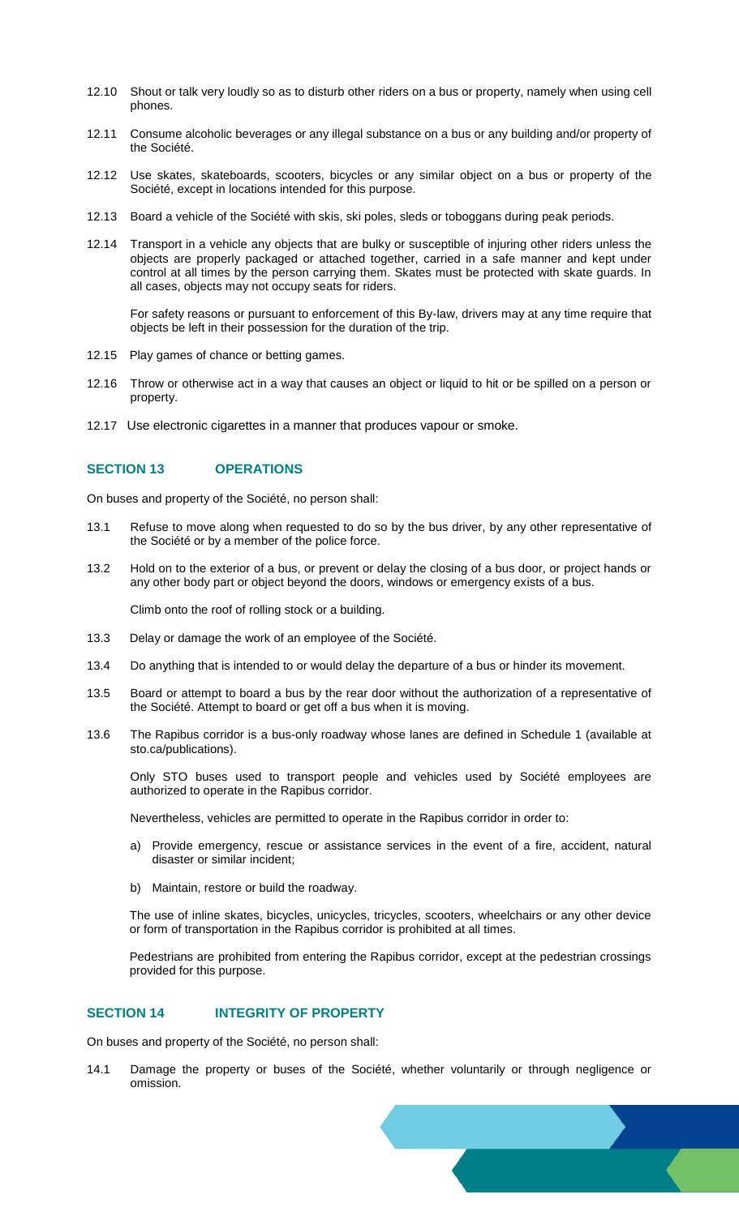12.10 Shout or talk very loudly so as to disturb other riders on a bus or property, namely when using cell phones.

12.11 Consume alcoholic beverages or any illegal substance on a bus or any building and/or property of the Société.

12.12 Use skates, skateboards, scooters, bicycles or any similar object on a bus or property of the Société, except in locations intended for this purpose.

12.13 Board a vehicle of the Société with skis, ski poles, sleds or toboggans during peak periods.

12.14 Transport in a vehicle any objects that are bulky or susceptible of injuring other riders unless the objects are properly packaged or attached together, carried in a safe manner and kept under control at all times by the person carrying them. Skates must be protected with skate guards. In all cases, objects may not occupy seats for riders.

For safety reasons or pursuant to enforcement of this By-law, drivers may at any time require that objects be left in their possession for the duration of the trip.

12.15 Play games of chance or betting games.

12.16 Throw or otherwise act in a way that causes an object or liquid to hit or be spilled on a person or property.

12.17 Use electronic cigarettes in a manner that produces vapour or smoke.

## SECTION 13 OPERATIONS

On buses and property of the Société, no person shall:

13.1 Refuse to move along when requested to do so by the bus driver, by any other representative of the Société or by a member of the police force.

13.2 Hold on to the exterior of a bus, or prevent or delay the closing of a bus door, or project hands or any other body part or object beyond the doors, windows or emergency exists of a bus.

Climb onto the roof of rolling stock or a building.

13.3 Delay or damage the work of an employee of the Société.

13.4 Do anything that is intended to or would delay the departure of a bus or hinder its movement.

13.5 Board or attempt to board a bus by the rear door without the authorization of a representative of the Société. Attempt to board or get off a bus when it is moving.

13.6 The Rapibus corridor is a bus-only roadway whose lanes are defined in Schedule 1 (available at sto.ca/publications).

Only STO buses used to transport people and vehicles used by Société employees are authorized to operate in the Rapibus corridor.

Nevertheless, vehicles are permitted to operate in the Rapibus corridor in order to:

a) Provide emergency, rescue or assistance services in the event of a fire, accident, natural disaster or similar incident;

b) Maintain, restore or build the roadway.

The use of inline skates, bicycles, unicycles, tricycles, scooters, wheelchairs or any other device or form of transportation in the Rapibus corridor is prohibited at all times.

Pedestrians are prohibited from entering the Rapibus corridor, except at the pedestrian crossings provided for this purpose.

## SECTION 14 INTEGRITY OF PROPERTY

On buses and property of the Société, no person shall:

14.1 Damage the property or buses of the Société, whether voluntarily or through negligence or omission.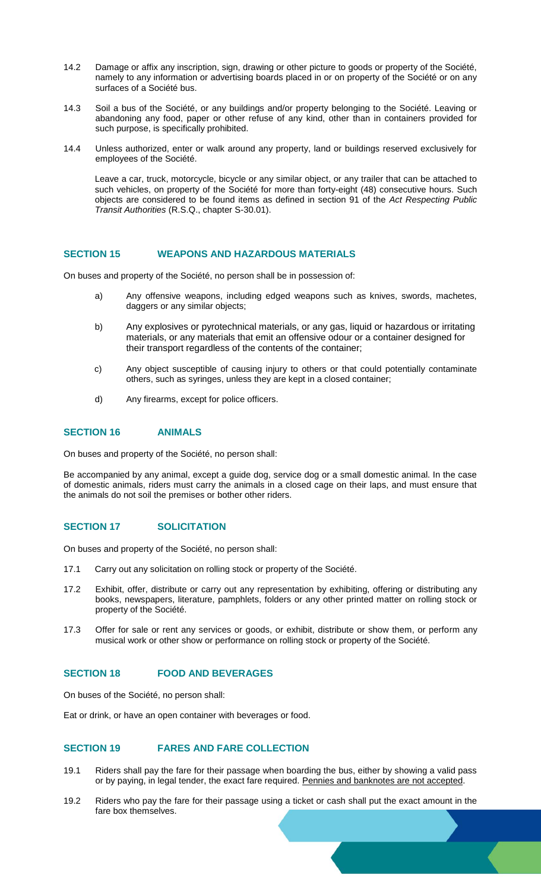14.2 Damage or affix any inscription, sign, drawing or other picture to goods or property of the Société, namely to any information or advertising boards placed in or on property of the Société or on any surfaces of a Société bus.

14.3 Soil a bus of the Société, or any buildings and/or property belonging to the Société. Leaving or abandoning any food, paper or other refuse of any kind, other than in containers provided for such purpose, is specifically prohibited.

14.4 Unless authorized, enter or walk around any property, land or buildings reserved exclusively for employees of the Société.

Leave a car, truck, motorcycle, bicycle or any similar object, or any trailer that can be attached to such vehicles, on property of the Société for more than forty-eight (48) consecutive hours. Such objects are considered to be found items as defined in section 91 of the *Act Respecting Public Transit Authorities* (R.S.Q., chapter S-30.01).

## SECTION 15 WEAPONS AND HAZARDOUS MATERIALS

On buses and property of the Société, no person shall be in possession of:

a) Any offensive weapons, including edged weapons such as knives, swords, machetes, daggers or any similar objects;

b) Any explosives or pyrotechnical materials, or any gas, liquid or hazardous or irritating materials, or any materials that emit an offensive odour or a container designed for their transport regardless of the contents of the container;

c) Any object susceptible of causing injury to others or that could potentially contaminate others, such as syringes, unless they are kept in a closed container;

d) Any firearms, except for police officers.

## SECTION 16 ANIMALS

On buses and property of the Société, no person shall:

Be accompanied by any animal, except a guide dog, service dog or a small domestic animal. In the case of domestic animals, riders must carry the animals in a closed cage on their laps, and must ensure that the animals do not soil the premises or bother other riders.

## SECTION 17 SOLICITATION

On buses and property of the Société, no person shall:

17.1 Carry out any solicitation on rolling stock or property of the Société.

17.2 Exhibit, offer, distribute or carry out any representation by exhibiting, offering or distributing any books, newspapers, literature, pamphlets, folders or any other printed matter on rolling stock or property of the Société.

17.3 Offer for sale or rent any services or goods, or exhibit, distribute or show them, or perform any musical work or other show or performance on rolling stock or property of the Société.

## SECTION 18 FOOD AND BEVERAGES

On buses of the Société, no person shall:

Eat or drink, or have an open container with beverages or food.

## SECTION 19 FARES AND FARE COLLECTION

19.1 Riders shall pay the fare for their passage when boarding the bus, either by showing a valid pass or by paying, in legal tender, the exact fare required. Pennies and banknotes are not accepted.

19.2 Riders who pay the fare for their passage using a ticket or cash shall put the exact amount in the fare box themselves.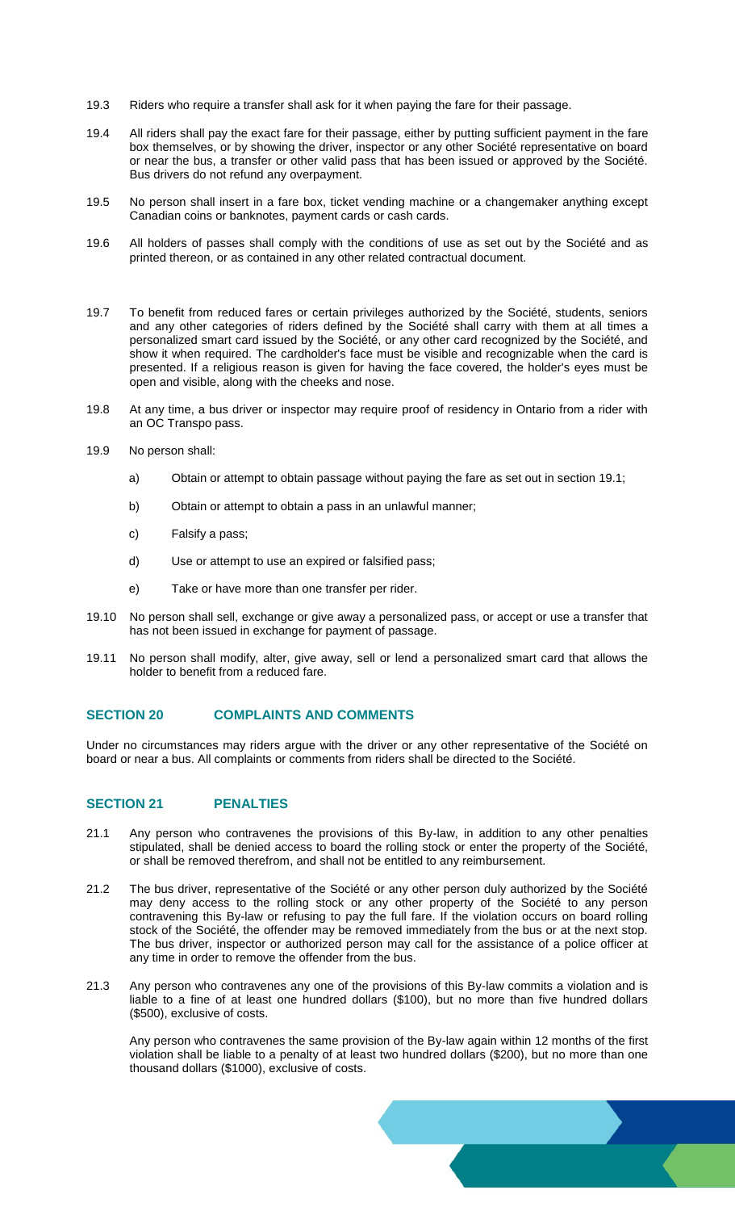19.3 Riders who require a transfer shall ask for it when paying the fare for their passage.

19.4 All riders shall pay the exact fare for their passage, either by putting sufficient payment in the fare box themselves, or by showing the driver, inspector or any other Société representative on board or near the bus, a transfer or other valid pass that has been issued or approved by the Société. Bus drivers do not refund any overpayment.

19.5 No person shall insert in a fare box, ticket vending machine or a changemaker anything except Canadian coins or banknotes, payment cards or cash cards.

19.6 All holders of passes shall comply with the conditions of use as set out by the Société and as printed thereon, or as contained in any other related contractual document.

19.7 To benefit from reduced fares or certain privileges authorized by the Société, students, seniors and any other categories of riders defined by the Société shall carry with them at all times a personalized smart card issued by the Société, or any other card recognized by the Société, and show it when required. The cardholder's face must be visible and recognizable when the card is presented. If a religious reason is given for having the face covered, the holder's eyes must be open and visible, along with the cheeks and nose.

19.8 At any time, a bus driver or inspector may require proof of residency in Ontario from a rider with an OC Transpo pass.

19.9 No person shall:

a) Obtain or attempt to obtain passage without paying the fare as set out in section 19.1;

b) Obtain or attempt to obtain a pass in an unlawful manner;

c) Falsify a pass;

d) Use or attempt to use an expired or falsified pass;

e) Take or have more than one transfer per rider.

19.10 No person shall sell, exchange or give away a personalized pass, or accept or use a transfer that has not been issued in exchange for payment of passage.

19.11 No person shall modify, alter, give away, sell or lend a personalized smart card that allows the holder to benefit from a reduced fare.

## SECTION 20 COMPLAINTS AND COMMENTS

Under no circumstances may riders argue with the driver or any other representative of the Société on board or near a bus. All complaints or comments from riders shall be directed to the Société.

## SECTION 21 PENALTIES

21.1 Any person who contravenes the provisions of this By-law, in addition to any other penalties stipulated, shall be denied access to board the rolling stock or enter the property of the Société, or shall be removed therefrom, and shall not be entitled to any reimbursement.

21.2 The bus driver, representative of the Société or any other person duly authorized by the Société may deny access to the rolling stock or any other property of the Société to any person contravening this By-law or refusing to pay the full fare. If the violation occurs on board rolling stock of the Société, the offender may be removed immediately from the bus or at the next stop. The bus driver, inspector or authorized person may call for the assistance of a police officer at any time in order to remove the offender from the bus.

21.3 Any person who contravenes any one of the provisions of this By-law commits a violation and is liable to a fine of at least one hundred dollars ($100), but no more than five hundred dollars ($500), exclusive of costs.

Any person who contravenes the same provision of the By-law again within 12 months of the first violation shall be liable to a penalty of at least two hundred dollars ($200), but no more than one thousand dollars ($1000), exclusive of costs.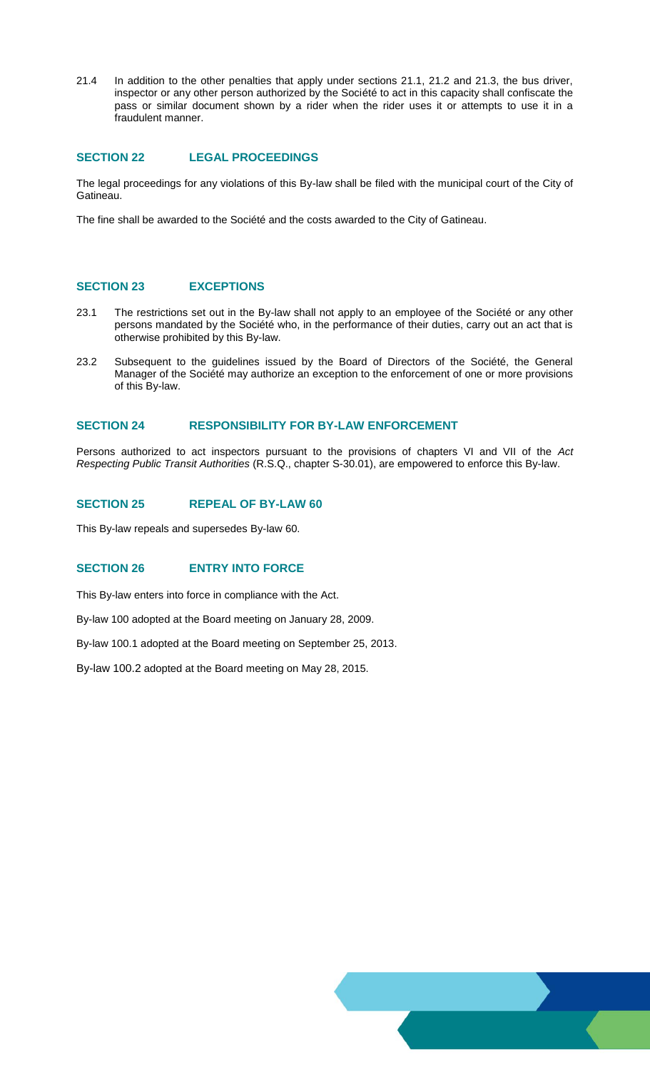21.4 In addition to the other penalties that apply under sections 21.1, 21.2 and 21.3, the bus driver, inspector or any other person authorized by the Société to act in this capacity shall confiscate the pass or similar document shown by a rider when the rider uses it or attempts to use it in a fraudulent manner.

## SECTION 22 LEGAL PROCEEDINGS

The legal proceedings for any violations of this By-law shall be filed with the municipal court of the City of Gatineau.

The fine shall be awarded to the Société and the costs awarded to the City of Gatineau.

## SECTION 23 EXCEPTIONS

23.1 The restrictions set out in the By-law shall not apply to an employee of the Société or any other persons mandated by the Société who, in the performance of their duties, carry out an act that is otherwise prohibited by this By-law.

23.2 Subsequent to the guidelines issued by the Board of Directors of the Société, the General Manager of the Société may authorize an exception to the enforcement of one or more provisions of this By-law.

## SECTION 24 RESPONSIBILITY FOR BY-LAW ENFORCEMENT

Persons authorized to act inspectors pursuant to the provisions of chapters VI and VII of the *Act Respecting Public Transit Authorities* (R.S.Q., chapter S-30.01), are empowered to enforce this By-law.

## SECTION 25 REPEAL OF BY-LAW 60

This By-law repeals and supersedes By-law 60.

## SECTION 26 ENTRY INTO FORCE

This By-law enters into force in compliance with the Act.

By-law 100 adopted at the Board meeting on January 28, 2009.

By-law 100.1 adopted at the Board meeting on September 25, 2013.

By-law 100.2 adopted at the Board meeting on May 28, 2015.